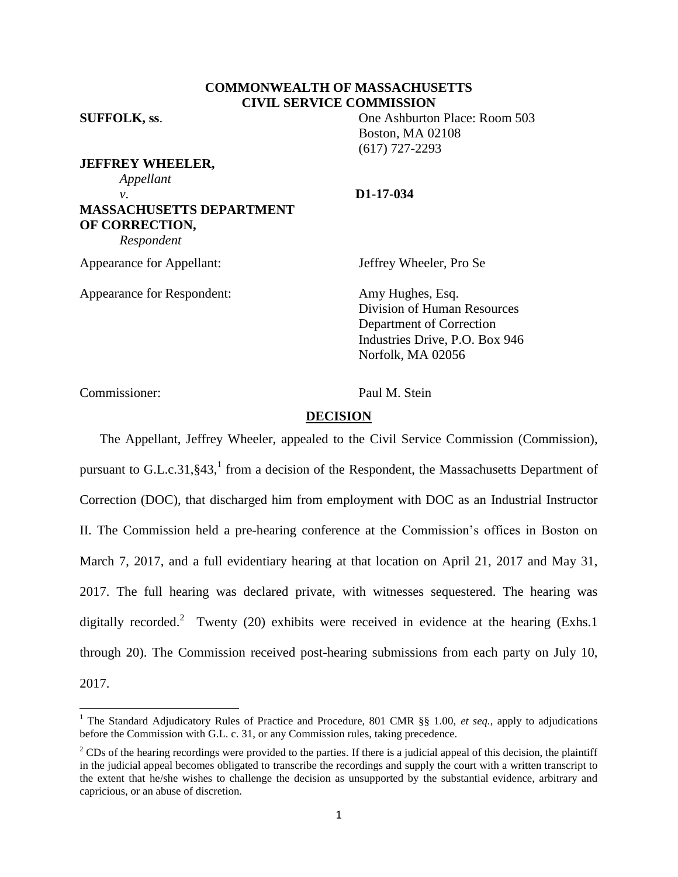**COMMONWEALTH OF MASSACHUSETTS**
**CIVIL SERVICE COMMISSION**

**SUFFOLK, ss**.

One Ashburton Place: Room 503
Boston, MA 02108
(617) 727-2293

**JEFFREY WHEELER,**
*Appellant*
*v*.
**MASSACHUSETTS DEPARTMENT OF CORRECTION,**
*Respondent*

**D1-17-034**

Appearance for Appellant: Jeffrey Wheeler, Pro Se

Appearance for Respondent: Amy Hughes, Esq.
Division of Human Resources
Department of Correction
Industries Drive, P.O. Box 946
Norfolk, MA 02056

Commissioner: Paul M. Stein

## DECISION

The Appellant, Jeffrey Wheeler, appealed to the Civil Service Commission (Commission), pursuant to G.L.c.31,§43,[1] from a decision of the Respondent, the Massachusetts Department of Correction (DOC), that discharged him from employment with DOC as an Industrial Instructor II. The Commission held a pre-hearing conference at the Commission's offices in Boston on March 7, 2017, and a full evidentiary hearing at that location on April 21, 2017 and May 31, 2017. The full hearing was declared private, with witnesses sequestered. The hearing was digitally recorded.[2] Twenty (20) exhibits were received in evidence at the hearing (Exhs.1 through 20). The Commission received post-hearing submissions from each party on July 10, 2017.

---

[1] The Standard Adjudicatory Rules of Practice and Procedure, 801 CMR §§ 1.00, *et seq.*, apply to adjudications before the Commission with G.L. c. 31, or any Commission rules, taking precedence.

[2] CDs of the hearing recordings were provided to the parties. If there is a judicial appeal of this decision, the plaintiff in the judicial appeal becomes obligated to transcribe the recordings and supply the court with a written transcript to the extent that he/she wishes to challenge the decision as unsupported by the substantial evidence, arbitrary and capricious, or an abuse of discretion.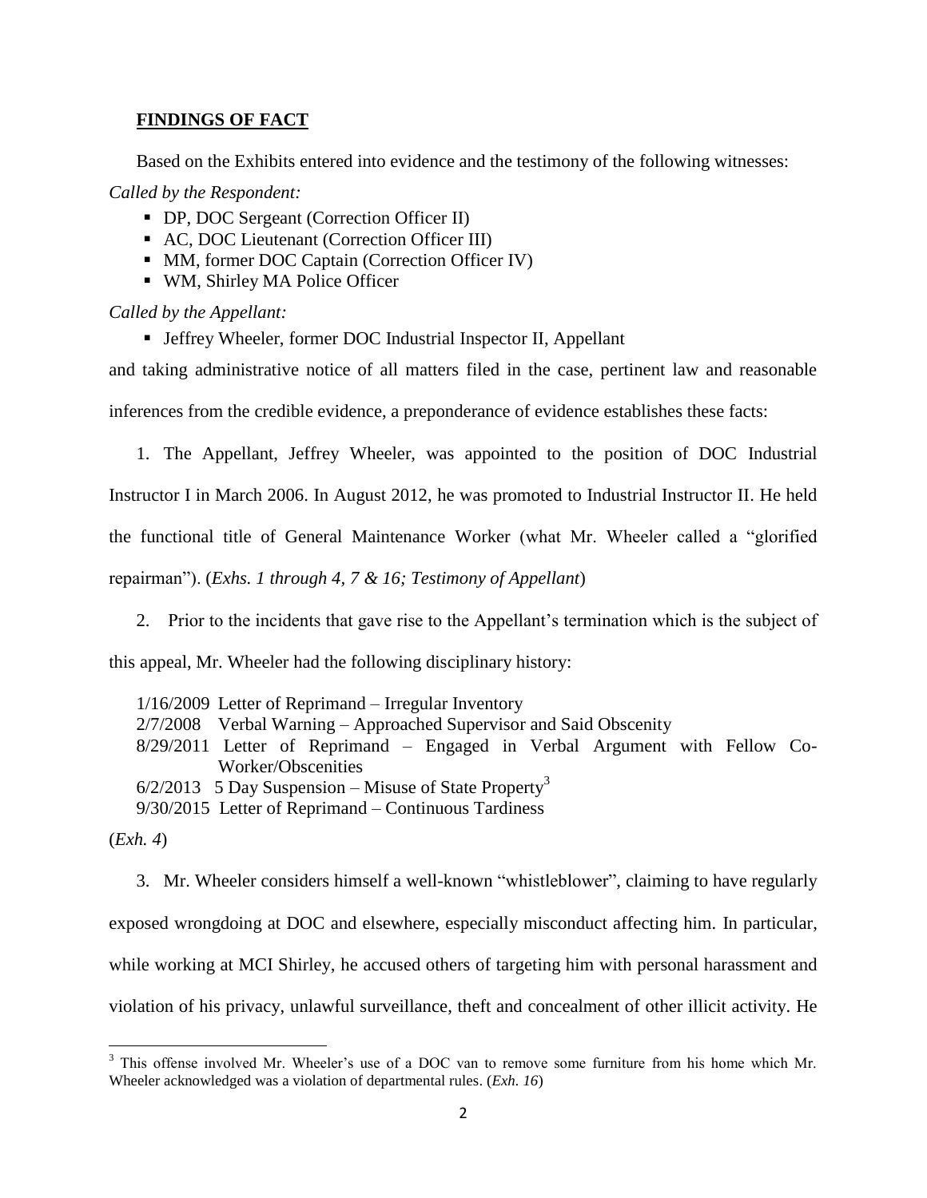## FINDINGS OF FACT

Based on the Exhibits entered into evidence and the testimony of the following witnesses:

*Called by the Respondent:*

- DP, DOC Sergeant (Correction Officer II)
- AC, DOC Lieutenant (Correction Officer III)
- MM, former DOC Captain (Correction Officer IV)
- WM, Shirley MA Police Officer

*Called by the Appellant:*

- Jeffrey Wheeler, former DOC Industrial Inspector II, Appellant

and taking administrative notice of all matters filed in the case, pertinent law and reasonable inferences from the credible evidence, a preponderance of evidence establishes these facts:

1. The Appellant, Jeffrey Wheeler, was appointed to the position of DOC Industrial Instructor I in March 2006. In August 2012, he was promoted to Industrial Instructor II. He held the functional title of General Maintenance Worker (what Mr. Wheeler called a "glorified repairman"). (*Exhs. 1 through 4, 7 & 16; Testimony of Appellant*)

2. Prior to the incidents that gave rise to the Appellant's termination which is the subject of this appeal, Mr. Wheeler had the following disciplinary history:

   1/16/2009 Letter of Reprimand – Irregular Inventory
   2/7/2008 Verbal Warning – Approached Supervisor and Said Obscenity
   8/29/2011 Letter of Reprimand – Engaged in Verbal Argument with Fellow Co-Worker/Obscenities
   6/2/2013 5 Day Suspension – Misuse of State Property[3]
   9/30/2015 Letter of Reprimand – Continuous Tardiness

(*Exh. 4*)

3. Mr. Wheeler considers himself a well-known "whistleblower", claiming to have regularly exposed wrongdoing at DOC and elsewhere, especially misconduct affecting him. In particular, while working at MCI Shirley, he accused others targeting him with personal harassment and violation of his privacy, unlawful surveillance, theft and concealment of other illicit activity. He

---

[3] This offense involved Mr. Wheeler's use of a DOC van to remove some furniture from his home which Mr. Wheeler acknowledged was a violation of departmental rules. (*Exh. 16*)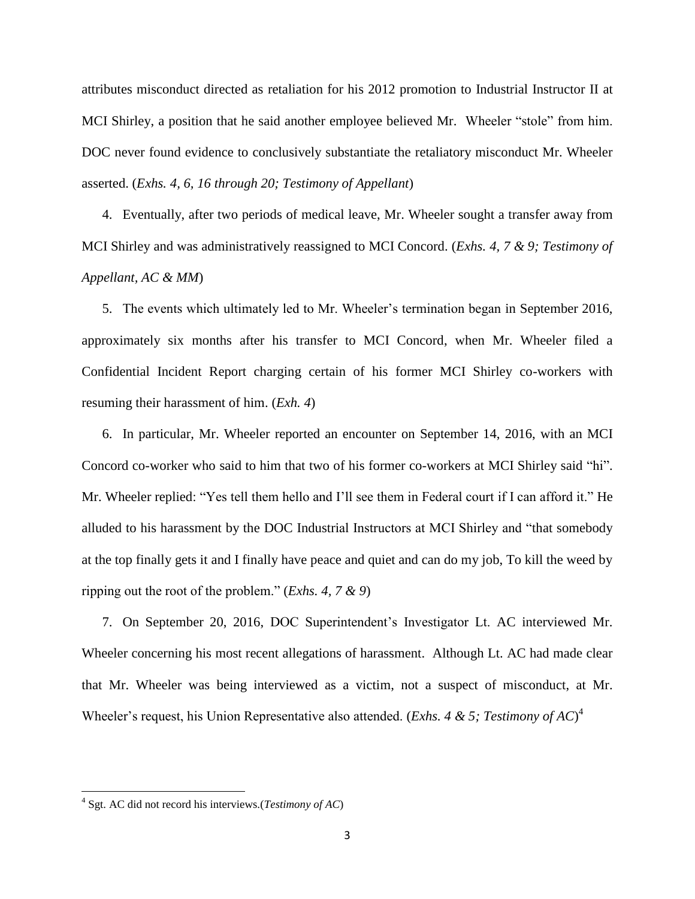attributes misconduct directed as retaliation for his 2012 promotion to Industrial Instructor II at MCI Shirley, a position that he said another employee believed Mr. Wheeler "stole" from him. DOC never found evidence to conclusively substantiate the retaliatory misconduct Mr. Wheeler asserted. (*Exhs. 4, 6, 16 through 20; Testimony of Appellant*)

4. Eventually, after two periods of medical leave, Mr. Wheeler sought a transfer away from MCI Shirley and was administratively reassigned to MCI Concord. (*Exhs. 4, 7 & 9; Testimony of Appellant, AC & MM*)

5. The events which ultimately led to Mr. Wheeler's termination began in September 2016, approximately six months after his transfer to MCI Concord, when Mr. Wheeler filed a Confidential Incident Report charging certain of his former MCI Shirley co-workers with resuming their harassment of him. (*Exh. 4*)

6. In particular, Mr. Wheeler reported an encounter on September 14, 2016, with an MCI Concord co-worker who said to him that two of his former co-workers at MCI Shirley said "hi". Mr. Wheeler replied: "Yes tell them hello and I'll see them in Federal court if I can afford it." He alluded to his harassment by the DOC Industrial Instructors at MCI Shirley and "that somebody at the top finally gets it and I finally have peace and quiet and can do my job, To kill the weed by ripping out the root of the problem." (*Exhs. 4, 7 & 9*)

7. On September 20, 2016, DOC Superintendent's Investigator Lt. AC interviewed Mr. Wheeler concerning his most recent allegations of harassment. Although Lt. AC had made clear that Mr. Wheeler was being interviewed as a victim, not a suspect of misconduct, at Mr. Wheeler's request, his Union Representative also attended. (*Exhs. 4 & 5; Testimony of AC*)[4]

[4] Sgt. AC did not record his interviews.(*Testimony of AC*)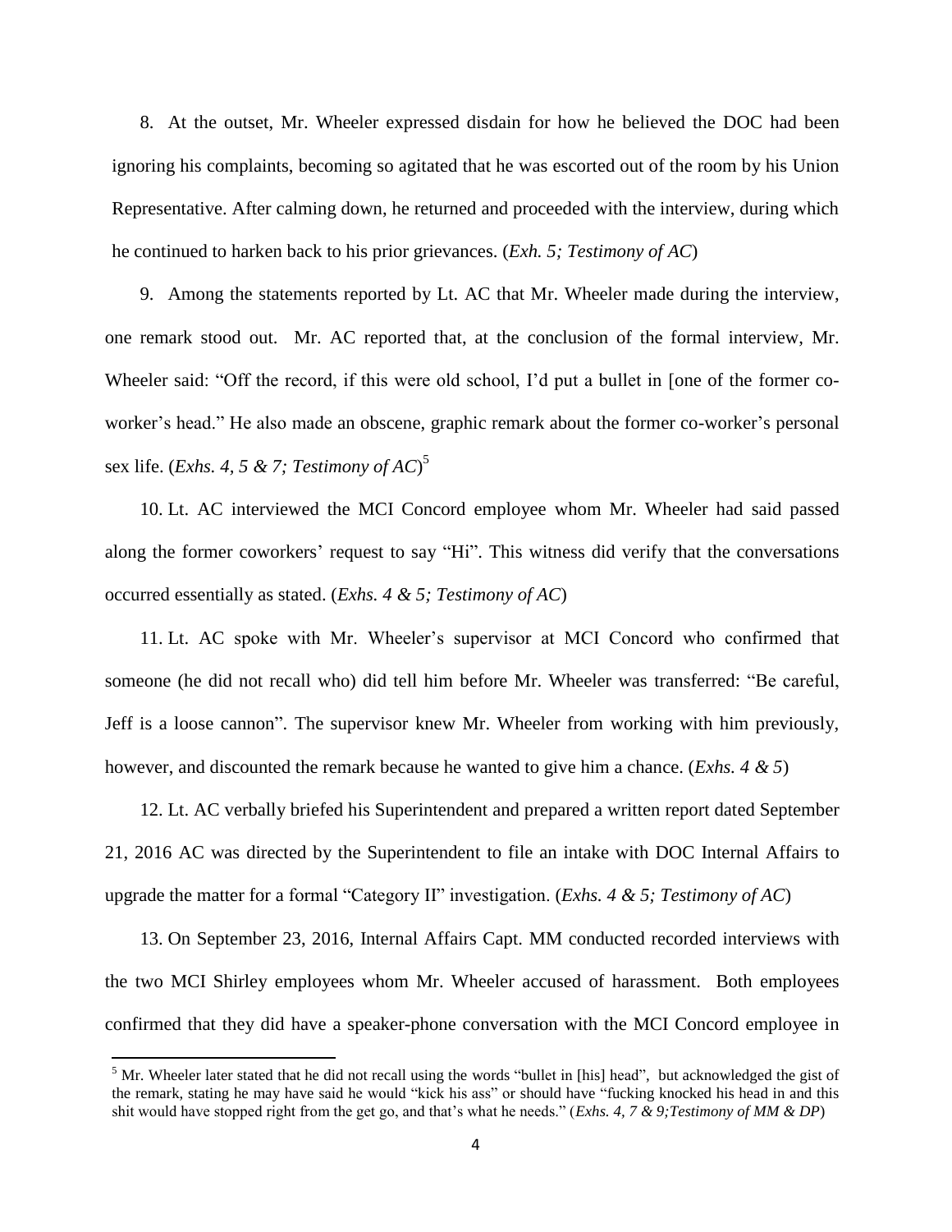8. At the outset, Mr. Wheeler expressed disdain for how he believed the DOC had been ignoring his complaints, becoming so agitated that he was escorted out of the room by his Union Representative. After calming down, he returned and proceeded with the interview, during which he continued to harken back to his prior grievances. (*Exh. 5; Testimony of AC*)

9. Among the statements reported by Lt. AC that Mr. Wheeler made during the interview, one remark stood out. Mr. AC reported that, at the conclusion of the formal interview, Mr. Wheeler said: "Off the record, if this were old school, I'd put a bullet in [one of the former co-worker's head." He also made an obscene, graphic remark about the former co-worker's personal sex life. (*Exhs. 4, 5 & 7; Testimony of AC*)[5]

10. Lt. AC interviewed the MCI Concord employee whom Mr. Wheeler had said passed along the former coworkers' request to say "Hi". This witness did verify that the conversations occurred essentially as stated. (*Exhs. 4 & 5; Testimony of AC*)

11. Lt. AC spoke with Mr. Wheeler's supervisor at MCI Concord who confirmed that someone (he did not recall who) did tell him before Mr. Wheeler was transferred: "Be careful, Jeff is a loose cannon". The supervisor knew Mr. Wheeler from working with him previously, however, and discounted the remark because he wanted to give him a chance. (*Exhs. 4 & 5*)

12. Lt. AC verbally briefed his Superintendent and prepared a written report dated September 21, 2016 AC was directed by the Superintendent to file an intake with DOC Internal Affairs to upgrade the matter for a formal "Category II" investigation. (*Exhs. 4 & 5; Testimony of AC*)

13. On September 23, 2016, Internal Affairs Capt. MM conducted recorded interviews with the two MCI Shirley employees whom Mr. Wheeler accused of harassment. Both employees confirmed that they did have a speaker-phone conversation with the MCI Concord employee in

---

[5] Mr. Wheeler later stated that he did not recall using the words "bullet in [his] head", but acknowledged the gist of the remark, stating he may have said he would "kick his ass" or should have "fucking knocked his head in and this shit would have stopped right from the get go, and that's what he needs." (*Exhs. 4, 7 & 9;Testimony of MM & DP*)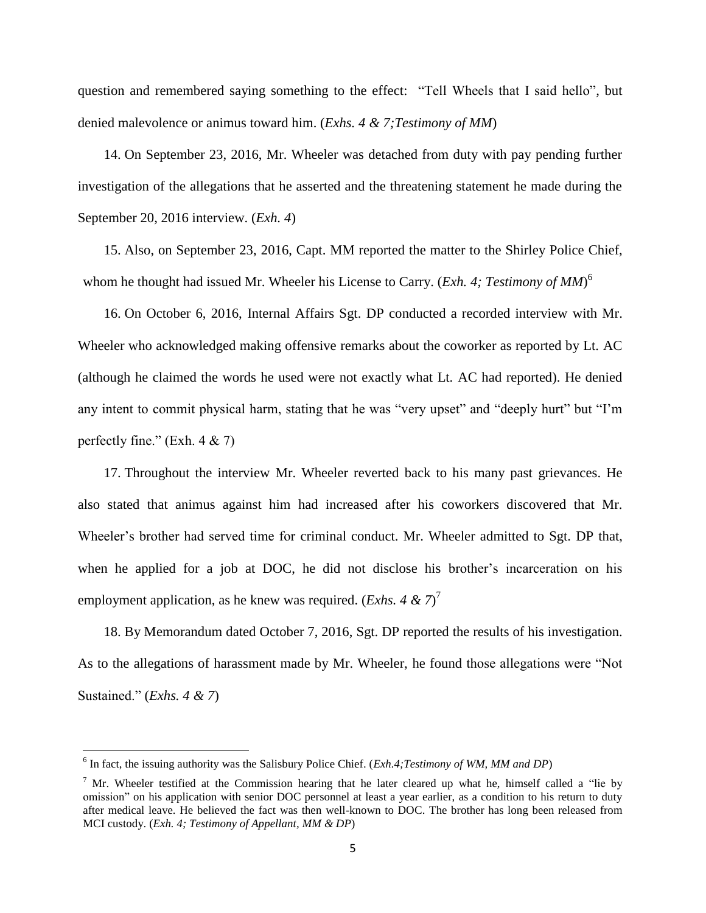question and remembered saying something to the effect: "Tell Wheels that I said hello", but denied malevolence or animus toward him. (*Exhs. 4 & 7;Testimony of MM*)

14. On September 23, 2016, Mr. Wheeler was detached from duty with pay pending further investigation of the allegations that he asserted and the threatening statement he made during the September 20, 2016 interview. (*Exh. 4*)

15. Also, on September 23, 2016, Capt. MM reported the matter to the Shirley Police Chief, whom he thought had issued Mr. Wheeler his License to Carry. (*Exh. 4; Testimony of MM*)[6]

16. On October 6, 2016, Internal Affairs Sgt. DP conducted a recorded interview with Mr. Wheeler who acknowledged making offensive remarks about the coworker as reported by Lt. AC (although he claimed the words he used were not exactly what Lt. AC had reported). He denied any intent to commit physical harm, stating that he was "very upset" and "deeply hurt" but "I'm perfectly fine." (Exh. 4 & 7)

17. Throughout the interview Mr. Wheeler reverted back to his many past grievances. He also stated that animus against him had increased after his coworkers discovered that Mr. Wheeler's brother had served time for criminal conduct. Mr. Wheeler admitted to Sgt. DP that, when he applied for a job at DOC, he did not disclose his brother's incarceration on his employment application, as he knew was required. (*Exhs. 4 & 7*)[7]

18. By Memorandum dated October 7, 2016, Sgt. DP reported the results of his investigation. As to the allegations of harassment made by Mr. Wheeler, he found those allegations were "Not Sustained." (*Exhs. 4 & 7*)

---

[6] In fact, the issuing authority was the Salisbury Police Chief. (*Exh.4;Testimony of WM, MM and DP*)

[7] Mr. Wheeler testified at the Commission hearing that he later cleared up what he, himself called a "lie by omission" on his application with senior DOC personnel at least a year earlier, as a condition to his return to duty after medical leave. He believed the fact was then well-known to DOC. The brother has long been released from MCI custody. (*Exh. 4; Testimony of Appellant, MM & DP*)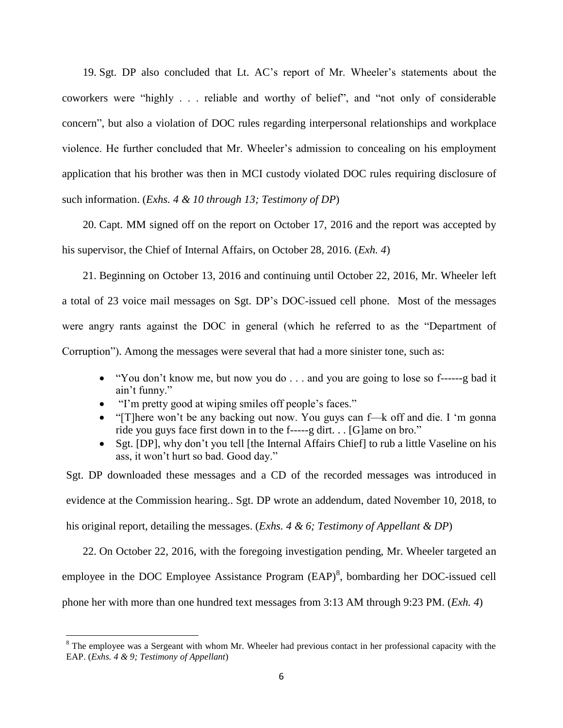19. Sgt. DP also concluded that Lt. AC's report of Mr. Wheeler's statements about the coworkers were "highly . . . reliable and worthy of belief", and "not only of considerable concern", but also a violation of DOC rules regarding interpersonal relationships and workplace violence. He further concluded that Mr. Wheeler's admission to concealing on his employment application that his brother was then in MCI custody violated DOC rules requiring disclosure of such information. (*Exhs. 4 & 10 through 13; Testimony of DP*)

20. Capt. MM signed off on the report on October 17, 2016 and the report was accepted by his supervisor, the Chief of Internal Affairs, on October 28, 2016. (*Exh. 4*)

21. Beginning on October 13, 2016 and continuing until October 22, 2016, Mr. Wheeler left a total of 23 voice mail messages on Sgt. DP's DOC-issued cell phone. Most of the messages were angry rants against the DOC in general (which he referred to as the "Department of Corruption"). Among the messages were several that had a more sinister tone, such as:

- "You don't know me, but now you do . . . and you are going to lose so f------g bad it ain't funny."
- "I'm pretty good at wiping smiles off people's faces."
- "[T]here won't be any backing out now. You guys can f—k off and die. I 'm gonna ride you guys face first down in to the f-----g dirt. . . [G]ame on bro."
- Sgt. [DP], why don't you tell [the Internal Affairs Chief] to rub a little Vaseline on his ass, it won't hurt so bad. Good day."

Sgt. DP downloaded these messages and a CD of the recorded messages was introduced in evidence at the Commission hearing.. Sgt. DP wrote an addendum, dated November 10, 2018, to his original report, detailing the messages. (*Exhs. 4 & 6; Testimony of Appellant & DP*)

22. On October 22, 2016, with the foregoing investigation pending, Mr. Wheeler targeted an employee in the DOC Employee Assistance Program (EAP)[8], bombarding her DOC-issued cell phone her with more than one hundred text messages from 3:13 AM through 9:23 PM. (*Exh. 4*)

[8] The employee was a Sergeant with whom Mr. Wheeler had previous contact in her professional capacity with the EAP. (*Exhs. 4 & 9; Testimony of Appellant*)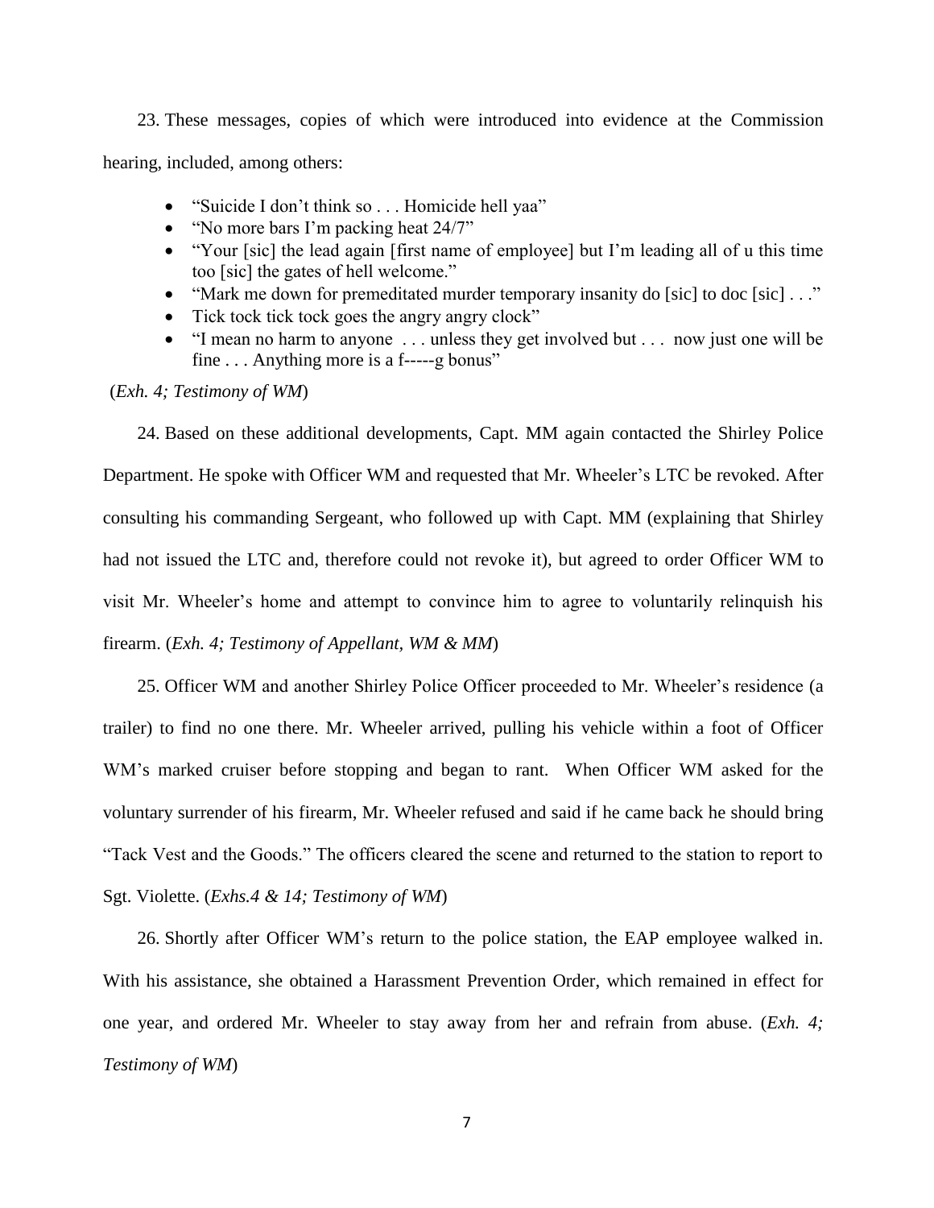23. These messages, copies of which were introduced into evidence at the Commission hearing, included, among others:

- "Suicide I don't think so . . . Homicide hell yaa"
- "No more bars I'm packing heat 24/7"
- "Your [sic] the lead again [first name of employee] but I'm leading all of u this time too [sic] the gates of hell welcome."
- "Mark me down for premeditated murder temporary insanity do [sic] to doc [sic] . . ."
- Tick tock tick tock goes the angry angry clock"
- "I mean no harm to anyone . . . unless they get involved but . . . now just one will be fine . . . Anything more is a f-----g bonus"

(*Exh. 4; Testimony of WM*)

24. Based on these additional developments, Capt. MM again contacted the Shirley Police Department. He spoke with Officer WM and requested that Mr. Wheeler's LTC be revoked. After consulting his commanding Sergeant, who followed up with Capt. MM (explaining that Shirley had not issued the LTC and, therefore could not revoke it), but agreed to order Officer WM to visit Mr. Wheeler's home and attempt to convince him to agree to voluntarily relinquish his firearm. (*Exh. 4; Testimony of Appellant, WM & MM*)

25. Officer WM and another Shirley Police Officer proceeded to Mr. Wheeler's residence (a trailer) to find no one there. Mr. Wheeler arrived, pulling his vehicle within a foot of Officer WM's marked cruiser before stopping and began to rant. When Officer WM asked for the voluntary surrender of his firearm, Mr. Wheeler refused and said if he came back he should bring "Tack Vest and the Goods." The officers cleared the scene and returned to the station to report to Sgt. Violette. (*Exhs.4 & 14; Testimony of WM*)

26. Shortly after Officer WM's return to the police station, the EAP employee walked in. With his assistance, she obtained a Harassment Prevention Order, which remained in effect for one year, and ordered Mr. Wheeler to stay away from her and refrain from abuse. (*Exh. 4; Testimony of WM*)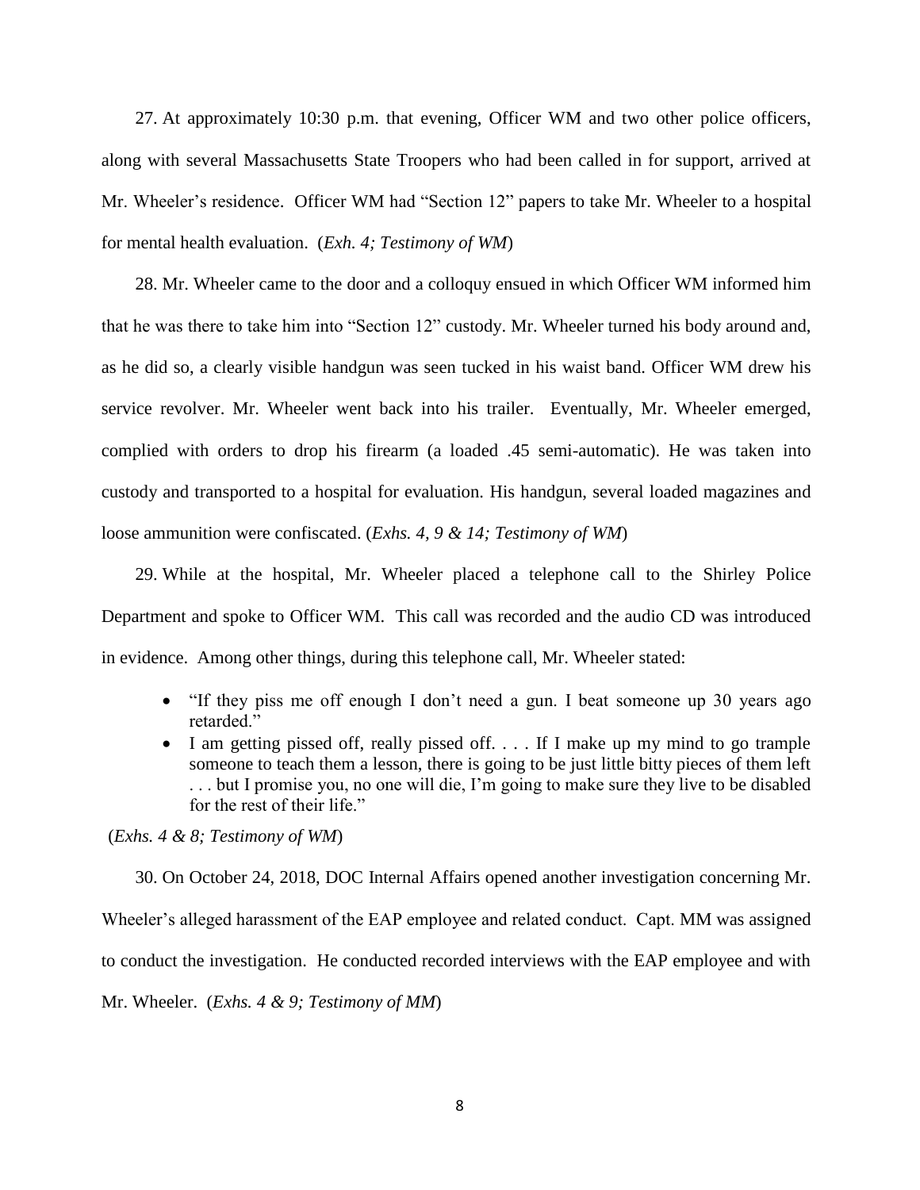27. At approximately 10:30 p.m. that evening, Officer WM and two other police officers, along with several Massachusetts State Troopers who had been called in for support, arrived at Mr. Wheeler's residence. Officer WM had "Section 12" papers to take Mr. Wheeler to a hospital for mental health evaluation. (*Exh. 4; Testimony of WM*)

28. Mr. Wheeler came to the door and a colloquy ensued in which Officer WM informed him that he was there to take him into "Section 12" custody. Mr. Wheeler turned his body around and, as he did so, a clearly visible handgun was seen tucked in his waist band. Officer WM drew his service revolver. Mr. Wheeler went back into his trailer. Eventually, Mr. Wheeler emerged, complied with orders to drop his firearm (a loaded .45 semi-automatic). He was taken into custody and transported to a hospital for evaluation. His handgun, several loaded magazines and loose ammunition were confiscated. (*Exhs. 4, 9 & 14; Testimony of WM*)

29. While at the hospital, Mr. Wheeler placed a telephone call to the Shirley Police Department and spoke to Officer WM. This call was recorded and the audio CD was introduced in evidence. Among other things, during this telephone call, Mr. Wheeler stated:

- "If they piss me off enough I don't need a gun. I beat someone up 30 years ago retarded."
- I am getting pissed off, really pissed off. . . . If I make up my mind to go trample someone to teach them a lesson, there is going to be just little bitty pieces of them left . . . but I promise you, no one will die, I'm going to make sure they live to be disabled for the rest of their life."

(*Exhs. 4 & 8; Testimony of WM*)

30. On October 24, 2018, DOC Internal Affairs opened another investigation concerning Mr. Wheeler's alleged harassment of the EAP employee and related conduct. Capt. MM was assigned to conduct the investigation. He conducted recorded interviews with the EAP employee and with Mr. Wheeler. (*Exhs. 4 & 9; Testimony of MM*)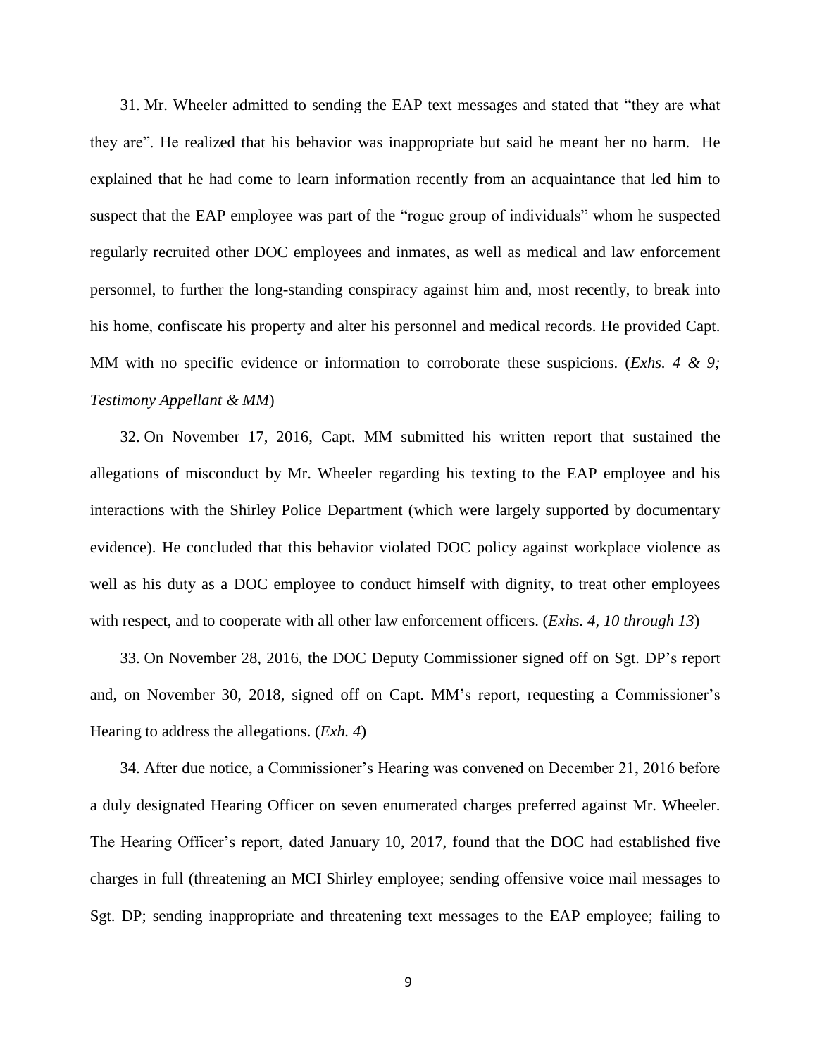31. Mr. Wheeler admitted to sending the EAP text messages and stated that "they are what they are". He realized that his behavior was inappropriate but said he meant her no harm. He explained that he had come to learn information recently from an acquaintance that led him to suspect that the EAP employee was part of the "rogue group of individuals" whom he suspected regularly recruited other DOC employees and inmates, as well as medical and law enforcement personnel, to further the long-standing conspiracy against him and, most recently, to break into his home, confiscate his property and alter his personnel and medical records. He provided Capt. MM with no specific evidence or information to corroborate these suspicions. (*Exhs. 4 & 9; Testimony Appellant & MM*)

32. On November 17, 2016, Capt. MM submitted his written report that sustained the allegations of misconduct by Mr. Wheeler regarding his texting to the EAP employee and his interactions with the Shirley Police Department (which were largely supported by documentary evidence). He concluded that this behavior violated DOC policy against workplace violence as well as his duty as a DOC employee to conduct himself with dignity, to treat other employees with respect, and to cooperate with all other law enforcement officers. (*Exhs. 4, 10 through 13*)

33. On November 28, 2016, the DOC Deputy Commissioner signed off on Sgt. DP's report and, on November 30, 2018, signed off on Capt. MM's report, requesting a Commissioner's Hearing to address the allegations. (*Exh. 4*)

34. After due notice, a Commissioner's Hearing was convened on December 21, 2016 before a duly designated Hearing Officer on seven enumerated charges preferred against Mr. Wheeler. The Hearing Officer's report, dated January 10, 2017, found that the DOC had established five charges in full (threatening an MCI Shirley employee; sending offensive voice mail messages to Sgt. DP; sending inappropriate and threatening text messages to the EAP employee; failing to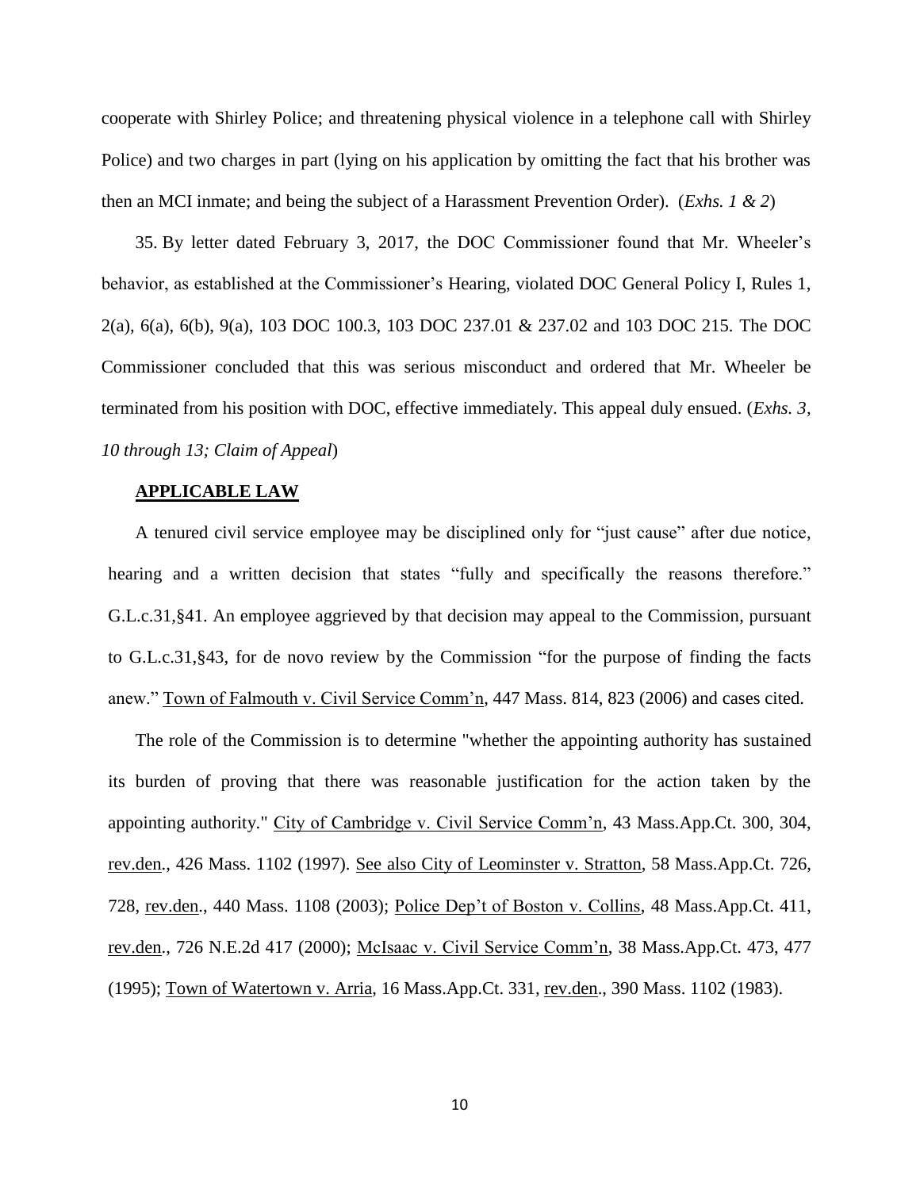cooperate with Shirley Police; and threatening physical violence in a telephone call with Shirley Police) and two charges in part (lying on his application by omitting the fact that his brother was then an MCI inmate; and being the subject of a Harassment Prevention Order). (*Exhs. 1 & 2*)

35. By letter dated February 3, 2017, the DOC Commissioner found that Mr. Wheeler's behavior, as established at the Commissioner's Hearing, violated DOC General Policy I, Rules 1, 2(a), 6(a), 6(b), 9(a), 103 DOC 100.3, 103 DOC 237.01 & 237.02 and 103 DOC 215. The DOC Commissioner concluded that this was serious misconduct and ordered that Mr. Wheeler be terminated from his position with DOC, effective immediately. This appeal duly ensued. (*Exhs. 3, 10 through 13; Claim of Appeal*)

## APPLICABLE LAW

A tenured civil service employee may be disciplined only for "just cause" after due notice, hearing and a written decision that states "fully and specifically the reasons therefore." G.L.c.31,§41. An employee aggrieved by that decision may appeal to the Commission, pursuant to G.L.c.31,§43, for de novo review by the Commission "for the purpose of finding the facts anew." Town of Falmouth v. Civil Service Comm'n, 447 Mass. 814, 823 (2006) and cases cited.

The role of the Commission is to determine "whether the appointing authority has sustained its burden of proving that there was reasonable justification for the action taken by the appointing authority." City of Cambridge v. Civil Service Comm'n, 43 Mass.App.Ct. 300, 304, rev.den., 426 Mass. 1102 (1997). See also City of Leominster v. Stratton, 58 Mass.App.Ct. 726, 728, rev.den., 440 Mass. 1108 (2003); Police Dep't of Boston v. Collins, 48 Mass.App.Ct. 411, rev.den., 726 N.E.2d 417 (2000); McIsaac v. Civil Service Comm'n, 38 Mass.App.Ct. 473, 477 (1995); Town of Watertown v. Arria, 16 Mass.App.Ct. 331, rev.den., 390 Mass. 1102 (1983).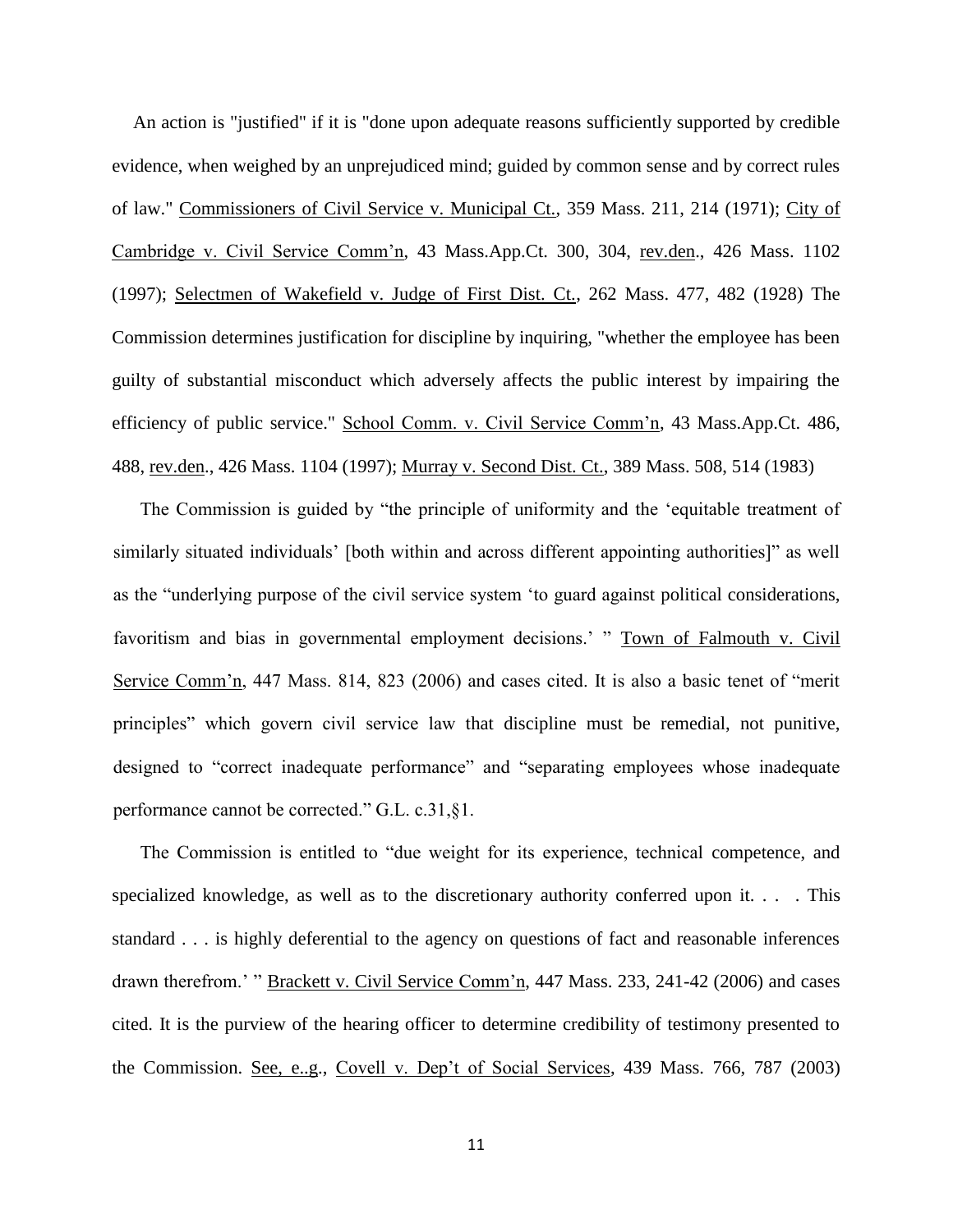An action is "justified" if it is "done upon adequate reasons sufficiently supported by credible evidence, when weighed by an unprejudiced mind; guided by common sense and by correct rules of law." Commissioners of Civil Service v. Municipal Ct., 359 Mass. 211, 214 (1971); City of Cambridge v. Civil Service Comm'n, 43 Mass.App.Ct. 300, 304, rev.den., 426 Mass. 1102 (1997); Selectmen of Wakefield v. Judge of First Dist. Ct., 262 Mass. 477, 482 (1928) The Commission determines justification for discipline by inquiring, "whether the employee has been guilty of substantial misconduct which adversely affects the public interest by impairing the efficiency of public service." School Comm. v. Civil Service Comm'n, 43 Mass.App.Ct. 486, 488, rev.den., 426 Mass. 1104 (1997); Murray v. Second Dist. Ct., 389 Mass. 508, 514 (1983)

The Commission is guided by "the principle of uniformity and the 'equitable treatment of similarly situated individuals' [both within and across different appointing authorities]" as well as the "underlying purpose of the civil service system 'to guard against political considerations, favoritism and bias in governmental employment decisions.' " Town of Falmouth v. Civil Service Comm'n, 447 Mass. 814, 823 (2006) and cases cited. It is also a basic tenet of "merit principles" which govern civil service law that discipline must be remedial, not punitive, designed to "correct inadequate performance" and "separating employees whose inadequate performance cannot be corrected." G.L. c.31,§1.

The Commission is entitled to "due weight for its experience, technical competence, and specialized knowledge, as well as to the discretionary authority conferred upon it. . . . This standard . . . is highly deferential to the agency on questions of fact and reasonable inferences drawn therefrom.' " Brackett v. Civil Service Comm'n, 447 Mass. 233, 241-42 (2006) and cases cited. It is the purview of the hearing officer to determine credibility of testimony presented to the Commission. See, e..g., Covell v. Dep't of Social Services, 439 Mass. 766, 787 (2003)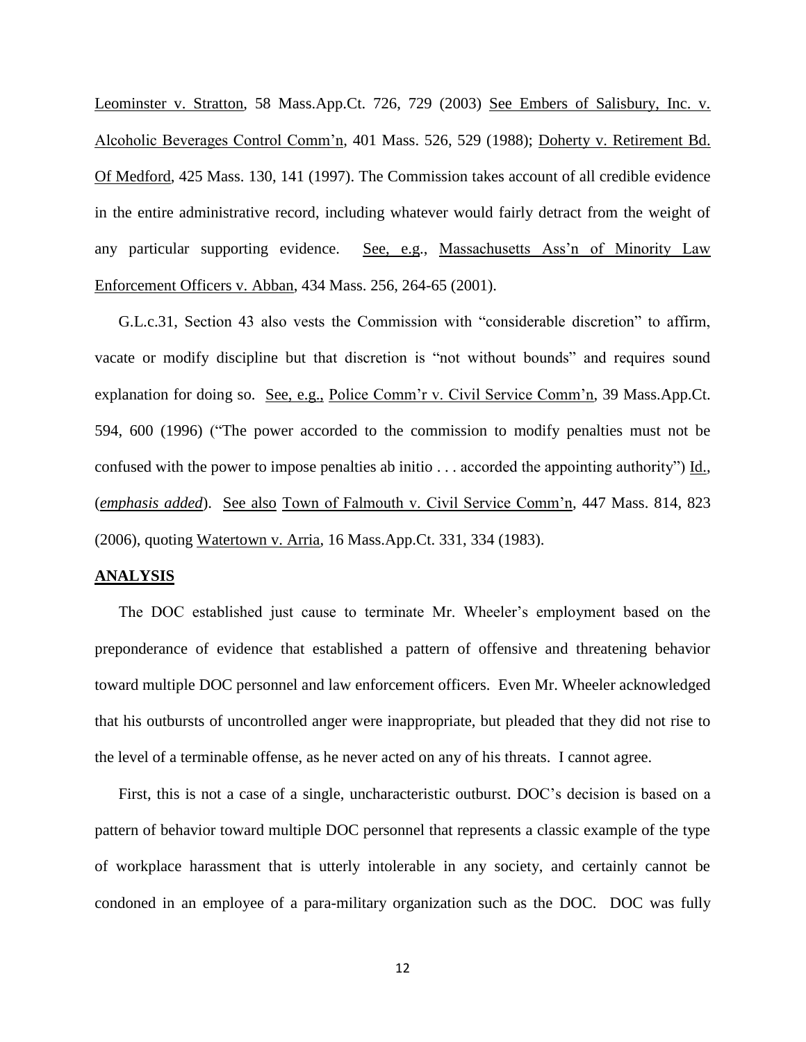Leominster v. Stratton, 58 Mass.App.Ct. 726, 729 (2003) See Embers of Salisbury, Inc. v. Alcoholic Beverages Control Comm'n, 401 Mass. 526, 529 (1988); Doherty v. Retirement Bd. Of Medford, 425 Mass. 130, 141 (1997). The Commission takes account of all credible evidence in the entire administrative record, including whatever would fairly detract from the weight of any particular supporting evidence. See, e.g., Massachusetts Ass'n of Minority Law Enforcement Officers v. Abban, 434 Mass. 256, 264-65 (2001).

G.L.c.31, Section 43 also vests the Commission with "considerable discretion" to affirm, vacate or modify discipline but that discretion is "not without bounds" and requires sound explanation for doing so. See, e.g., Police Comm'r v. Civil Service Comm'n, 39 Mass.App.Ct. 594, 600 (1996) ("The power accorded to the commission to modify penalties must not be confused with the power to impose penalties ab initio . . . accorded the appointing authority") Id., (*emphasis added*). See also Town of Falmouth v. Civil Service Comm'n, 447 Mass. 814, 823 (2006), quoting Watertown v. Arria, 16 Mass.App.Ct. 331, 334 (1983).

## ANALYSIS

The DOC established just cause to terminate Mr. Wheeler's employment based on the preponderance of evidence that established a pattern of offensive and threatening behavior toward multiple DOC personnel and law enforcement officers. Even Mr. Wheeler acknowledged that his outbursts of uncontrolled anger were inappropriate, but pleaded that they did not rise to the level of a terminable offense, as he never acted on any of his threats. I cannot agree.

First, this is not a case of a single, uncharacteristic outburst. DOC's decision is based on a pattern of behavior toward multiple DOC personnel that represents a classic example of the type of workplace harassment that is utterly intolerable in any society, and certainly cannot be condoned in an employee of a para-military organization such as the DOC. DOC was fully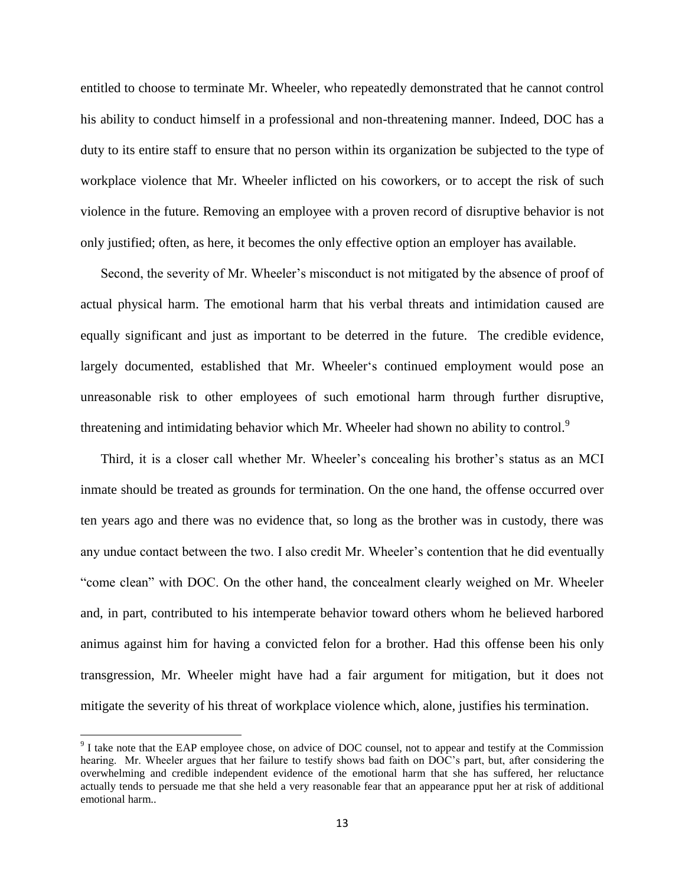entitled to choose to terminate Mr. Wheeler, who repeatedly demonstrated that he cannot control his ability to conduct himself in a professional and non-threatening manner. Indeed, DOC has a duty to its entire staff to ensure that no person within its organization be subjected to the type of workplace violence that Mr. Wheeler inflicted on his coworkers, or to accept the risk of such violence in the future. Removing an employee with a proven record of disruptive behavior is not only justified; often, as here, it becomes the only effective option an employer has available.

Second, the severity of Mr. Wheeler's misconduct is not mitigated by the absence of proof of actual physical harm. The emotional harm that his verbal threats and intimidation caused are equally significant and just as important to be deterred in the future. The credible evidence, largely documented, established that Mr. Wheeler's continued employment would pose an unreasonable risk to other employees of such emotional harm through further disruptive, threatening and intimidating behavior which Mr. Wheeler had shown no ability to control.[9]

Third, it is a closer call whether Mr. Wheeler's concealing his brother's status as an MCI inmate should be treated as grounds for termination. On the one hand, the offense occurred over ten years ago and there was no evidence that, so long as the brother was in custody, there was any undue contact between the two. I also credit Mr. Wheeler's contention that he did eventually "come clean" with DOC. On the other hand, the concealment clearly weighed on Mr. Wheeler and, in part, contributed to his intemperate behavior toward others whom he believed harbored animus against him for having a convicted felon for a brother. Had this offense been his only transgression, Mr. Wheeler might have had a fair argument for mitigation, but it does not mitigate the severity of his threat of workplace violence which, alone, justifies his termination.

---

[9] I take note that the EAP employee chose, on advice of DOC counsel, not to appear and testify at the Commission hearing. Mr. Wheeler argues that her failure to testify shows bad faith on DOC's part, but, after considering the overwhelming and credible independent evidence of the emotional harm that she has suffered, her reluctance actually tends to persuade me that she held a very reasonable fear that an appearance pput her at risk of additional emotional harm..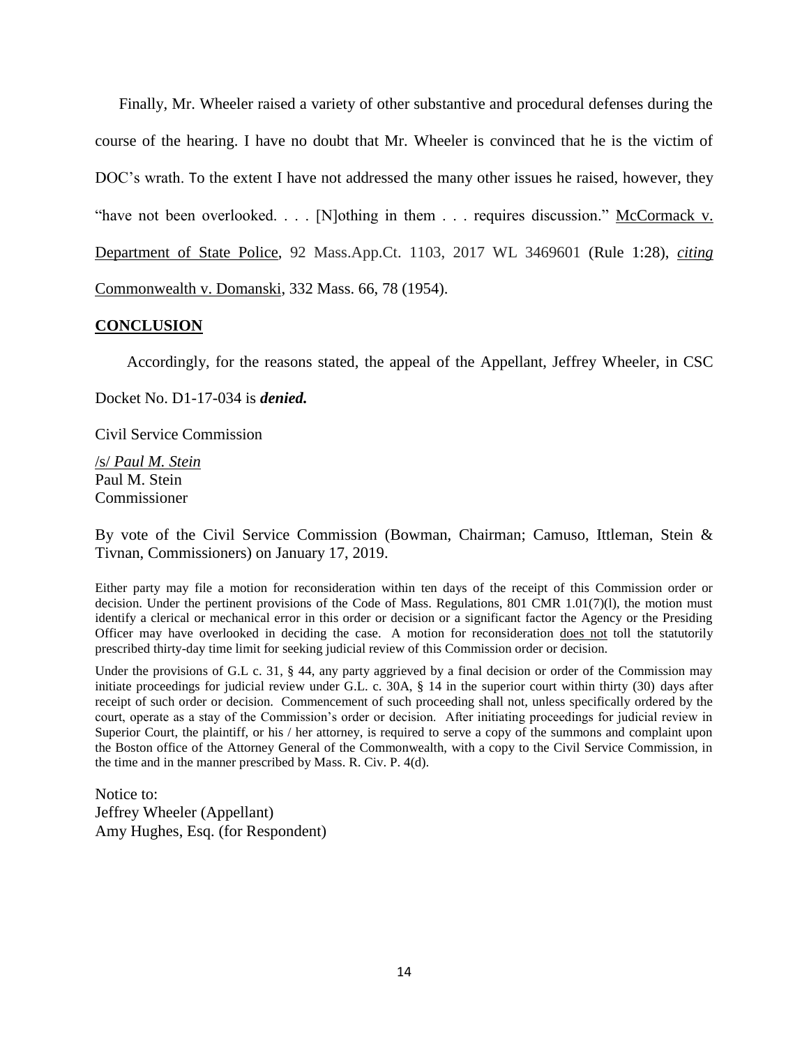Finally, Mr. Wheeler raised a variety of other substantive and procedural defenses during the course of the hearing. I have no doubt that Mr. Wheeler is convinced that he is the victim of DOC's wrath. To the extent I have not addressed the many other issues he raised, however, they "have not been overlooked. . . . [N]othing in them . . . requires discussion." McCormack v. Department of State Police, 92 Mass.App.Ct. 1103, 2017 WL 3469601 (Rule 1:28), *citing* Commonwealth v. Domanski, 332 Mass. 66, 78 (1954).

## CONCLUSION

Accordingly, for the reasons stated, the appeal of the Appellant, Jeffrey Wheeler, in CSC Docket No. D1-17-034 is ***denied.***

Civil Service Commission

/s/ *Paul M. Stein*
Paul M. Stein
Commissioner

By vote of the Civil Service Commission (Bowman, Chairman; Camuso, Ittleman, Stein & Tivnan, Commissioners) on January 17, 2019.

Either party may file a motion for reconsideration within ten days of the receipt of this Commission order or decision. Under the pertinent provisions of the Code of Mass. Regulations, 801 CMR 1.01(7)(l), the motion must identify a clerical or mechanical error in this order or decision or a significant factor the Agency or the Presiding Officer may have overlooked in deciding the case. A motion for reconsideration does not toll the statutorily prescribed thirty-day time limit for seeking judicial review of this Commission order or decision.

Under the provisions of G.L c. 31, § 44, any party aggrieved by a final decision or order of the Commission may initiate proceedings for judicial review under G.L. c. 30A, § 14 in the superior court within thirty (30) days after receipt of such order or decision. Commencement of such proceeding shall not, unless specifically ordered by the court, operate as a stay of the Commission's order or decision. After initiating proceedings for judicial review in Superior Court, the plaintiff, or his / her attorney, is required to serve a copy of the summons and complaint upon the Boston office of the Attorney General of the Commonwealth, with a copy to the Civil Service Commission, in the time and in the manner prescribed by Mass. R. Civ. P. 4(d).

Notice to:
Jeffrey Wheeler (Appellant)
Amy Hughes, Esq. (for Respondent)